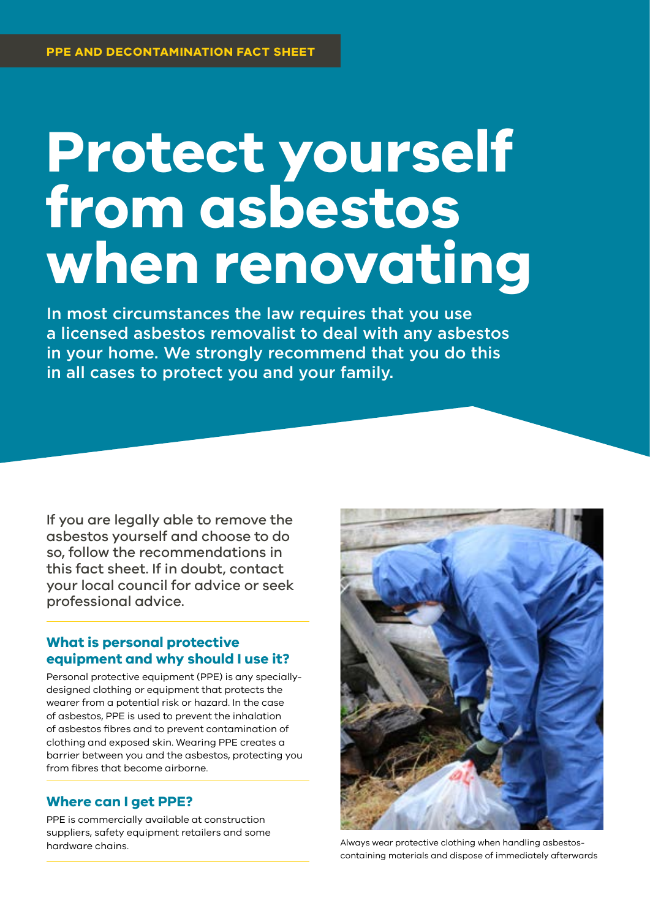PPE AND DECONTAMINATION FACT SHEET

# Protect yourself from asbestos when renovating

In most circumstances the law requires that you use a licensed asbestos removalist to deal with any asbestos in your home. We strongly recommend that you do this in all cases to protect you and your family.

If you are legally able to remove the asbestos yourself and choose to do so, follow the recommendations in this fact sheet. If in doubt, contact your local council for advice or seek professional advice.

## What is personal protective equipment and why should I use it?

Personal protective equipment (PPE) is any specially-designed clothing or equipment that protects the wearer from a potential risk or hazard. In the case of asbestos, PPE is used to prevent the inhalation of asbestos fibres and to prevent contamination of clothing and exposed skin. Wearing PPE creates a barrier between you and the asbestos, protecting you from fibres that become airborne.

## Where can I get PPE?

PPE is commercially available at construction suppliers, safety equipment retailers and some hardware chains.

Always wear protective clothing when handling asbestos-containing materials and dispose of immediately afterwards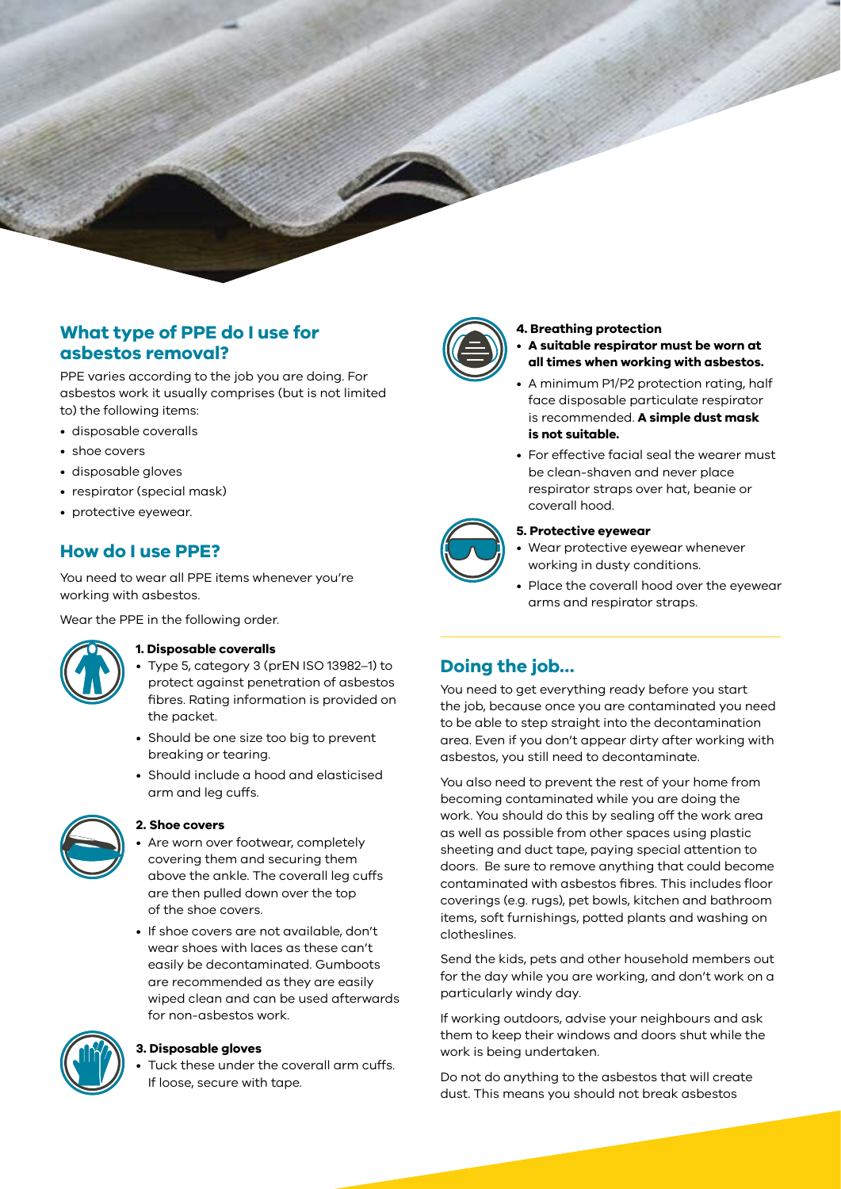## What type of PPE do I use for asbestos removal?

PPE varies according to the job you are doing. For asbestos work it usually comprises (but is not limited to) the following items:

- disposable coveralls
- shoe covers
- disposable gloves
- respirator (special mask)
- protective eyewear.

## How do I use PPE?

You need to wear all PPE items whenever you're working with asbestos.

Wear the PPE in the following order.

**1. Disposable coveralls**

- Type 5, category 3 (prEN ISO 13982–1) to protect against penetration of asbestos fibres. Rating information is provided on the packet.
- Should be one size too big to prevent breaking or tearing.
- Should include a hood and elasticised arm and leg cuffs.

**2. Shoe covers**

- Are worn over footwear, completely covering them and securing them above the ankle. The coverall leg cuffs are then pulled down over the top of the shoe covers.
- If shoe covers are not available, don't wear shoes with laces as these can't easily be decontaminated. Gumboots are recommended as they are easily wiped clean and can be used afterwards for non-asbestos work.

**3. Disposable gloves**

- Tuck these under the coverall arm cuffs. If loose, secure with tape.

**4. Breathing protection**

- **A suitable respirator must be worn at all times when working with asbestos.**
- A minimum P1/P2 protection rating, half face disposable particulate respirator is recommended. **A simple dust mask is not suitable.**
- For effective facial seal the wearer must be clean-shaven and never place respirator straps over hat, beanie or coverall hood.

**5. Protective eyewear**

- Wear protective eyewear whenever working in dusty conditions.
- Place the coverall hood over the eyewear arms and respirator straps.

## Doing the job...

You need to get everything ready before you start the job, because once you are contaminated you need to be able to step straight into the decontamination area. Even if you don't appear dirty after working with asbestos, you still need to decontaminate.

You also need to prevent the rest of your home from becoming contaminated while you are doing the work. You should do this by sealing off the work area as well as possible from other spaces using plastic sheeting and duct tape, paying special attention to doors. Be sure to remove anything that could become contaminated with asbestos fibres. This includes floor coverings (e.g. rugs), pet bowls, kitchen and bathroom items, soft furnishings, potted plants and washing on clotheslines.

Send the kids, pets and other household members out for the day while you are working, and don't work on a particularly windy day.

If working outdoors, advise your neighbours and ask them to keep their windows and doors shut while the work is being undertaken.

Do not do anything to the asbestos that will create dust. This means you should not break asbestos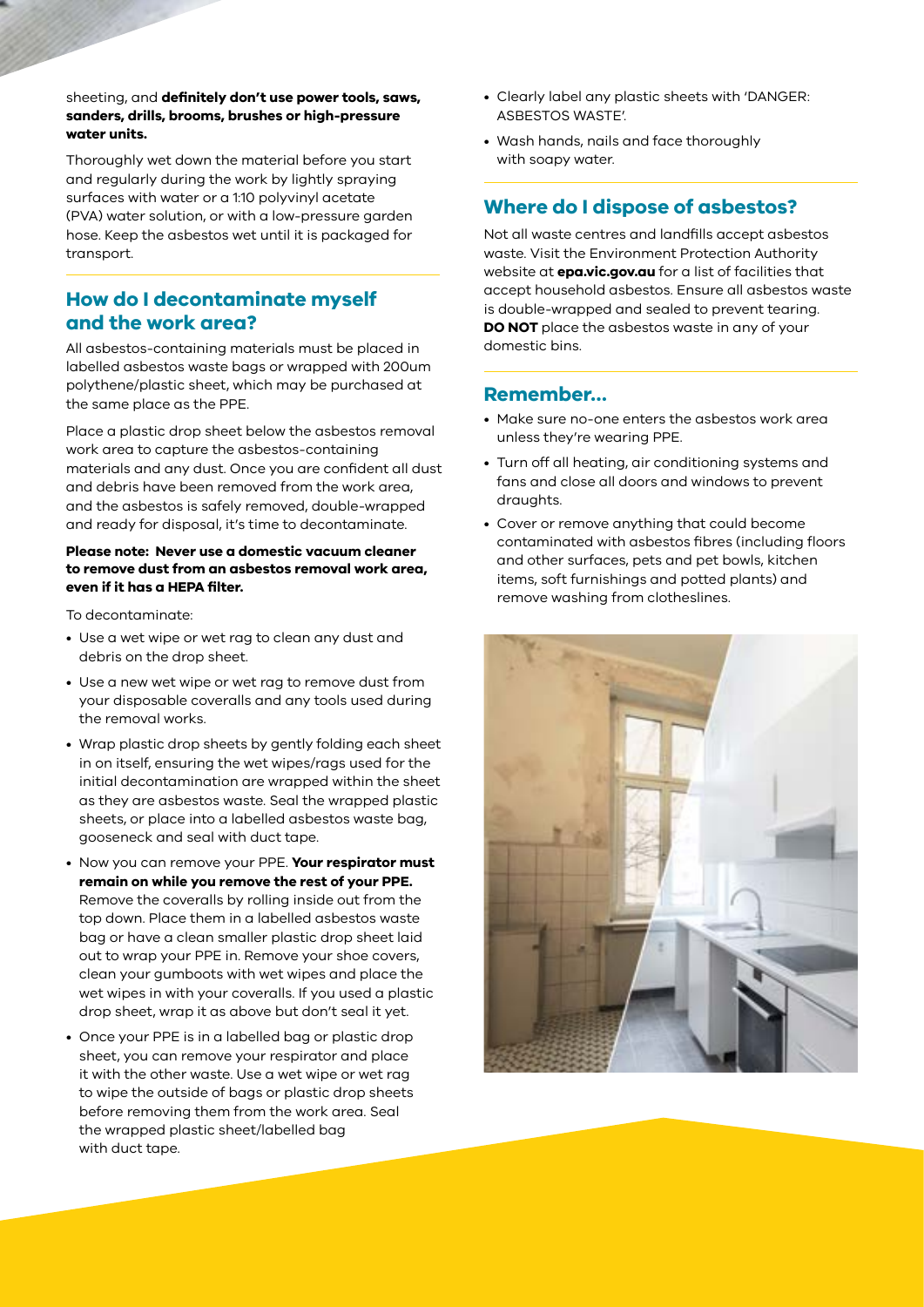sheeting, and **definitely don't use power tools, saws, sanders, drills, brooms, brushes or high-pressure water units.**

Thoroughly wet down the material before you start and regularly during the work by lightly spraying surfaces with water or a 1:10 polyvinyl acetate (PVA) water solution, or with a low-pressure garden hose. Keep the asbestos wet until it is packaged for transport.

## How do I decontaminate myself and the work area?

All asbestos-containing materials must be placed in labelled asbestos waste bags or wrapped with 200um polythene/plastic sheet, which may be purchased at the same place as the PPE.

Place a plastic drop sheet below the asbestos removal work area to capture the asbestos-containing materials and any dust. Once you are confident all dust and debris have been removed from the work area, and the asbestos is safely removed, double-wrapped and ready for disposal, it's time to decontaminate.

**Please note: Never use a domestic vacuum cleaner to remove dust from an asbestos removal work area, even if it has a HEPA filter.**

To decontaminate:

- Use a wet wipe or wet rag to clean any dust and debris on the drop sheet.
- Use a new wet wipe or wet rag to remove dust from your disposable coveralls and any tools used during the removal works.
- Wrap plastic drop sheets by gently folding each sheet in on itself, ensuring the wet wipes/rags used for the initial decontamination are wrapped within the sheet as they are asbestos waste. Seal the wrapped plastic sheets, or place into a labelled asbestos waste bag, gooseneck and seal with duct tape.
- Now you can remove your PPE. **Your respirator must remain on while you remove the rest of your PPE.** Remove the coveralls by rolling inside out from the top down. Place them in a labelled asbestos waste bag or have a clean smaller plastic drop sheet laid out to wrap your PPE in. Remove your shoe covers, clean your gumboots with wet wipes and place the wet wipes in with your coveralls. If you used a plastic drop sheet, wrap it as above but don't seal it yet.
- Once your PPE is in a labelled bag or plastic drop sheet, you can remove your respirator and place it with the other waste. Use a wet wipe or wet rag to wipe the outside of bags or plastic drop sheets before removing them from the work area. Seal the wrapped plastic sheet/labelled bag with duct tape.
- Clearly label any plastic sheets with 'DANGER: ASBESTOS WASTE'.
- Wash hands, nails and face thoroughly with soapy water.

## Where do I dispose of asbestos?

Not all waste centres and landfills accept asbestos waste. Visit the Environment Protection Authority website at **epa.vic.gov.au** for a list of facilities that accept household asbestos. Ensure all asbestos waste is double-wrapped and sealed to prevent tearing. **DO NOT** place the asbestos waste in any of your domestic bins.

## Remember...

- Make sure no-one enters the asbestos work area unless they're wearing PPE.
- Turn off all heating, air conditioning systems and fans and close all doors and windows to prevent draughts.
- Cover or remove anything that could become contaminated with asbestos fibres (including floors and other surfaces, pets and pet bowls, kitchen items, soft furnishings and potted plants) and remove washing from clotheslines.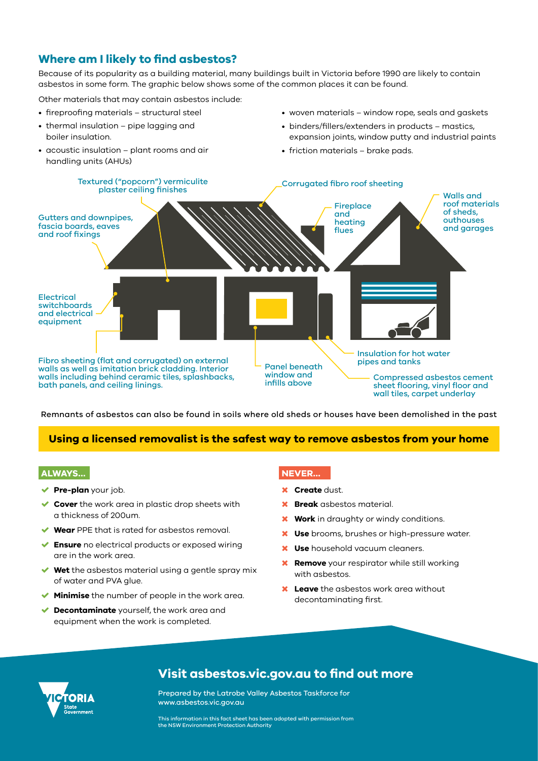## Where am I likely to find asbestos?

Because of its popularity as a building material, many buildings built in Victoria before 1990 are likely to contain asbestos in some form. The graphic below shows some of the common places it can be found.

Other materials that may contain asbestos include:

- fireproofing materials – structural steel
- thermal insulation – pipe lagging and boiler insulation.
- acoustic insulation – plant rooms and air handling units (AHUs)
- woven materials – window rope, seals and gaskets
- binders/fillers/extenders in products – mastics, expansion joints, window putty and industrial paints
- friction materials – brake pads.

Textured ("popcorn") vermiculite plaster ceiling finishes

Corrugated fibro roof sheeting

Gutters and downpipes, fascia boards, eaves and roof fixings

Fireplace and heating flues

Walls and roof materials of sheds, outhouses and garages

Electrical switchboards and electrical equipment

Fibro sheeting (flat and corrugated) on external walls as well as imitation brick cladding. Interior walls including behind ceramic tiles, splashbacks, bath panels, and ceiling linings.

Panel beneath window and infills above

Insulation for hot water pipes and tanks

Compressed asbestos cement sheet flooring, vinyl floor and wall tiles, carpet underlay

Remnants of asbestos can also be found in soils where old sheds or houses have been demolished in the past

**Using a licensed removalist is the safest way to remove asbestos from your home**

### ALWAYS...

- **Pre-plan** your job.
- **Cover** the work area in plastic drop sheets with a thickness of 200um.
- **Wear** PPE that is rated for asbestos removal.
- **Ensure** no electrical products or exposed wiring are in the work area.
- **Wet** the asbestos material using a gentle spray mix of water and PVA glue.
- **Minimise** the number of people in the work area.
- **Decontaminate** yourself, the work area and equipment when the work is completed.

### NEVER...

- **Create** dust.
- **Break** asbestos material.
- **Work** in draughty or windy conditions.
- **Use** brooms, brushes or high-pressure water.
- **Use** household vacuum cleaners.
- **Remove** your respirator while still working with asbestos.
- **Leave** the asbestos work area without decontaminating first.

## Visit asbestos.vic.gov.au to find out more

Prepared by the Latrobe Valley Asbestos Taskforce for www.asbestos.vic.gov.au

This information in this fact sheet has been adopted with permission from the NSW Environment Protection Authority

VICTORIA State Government